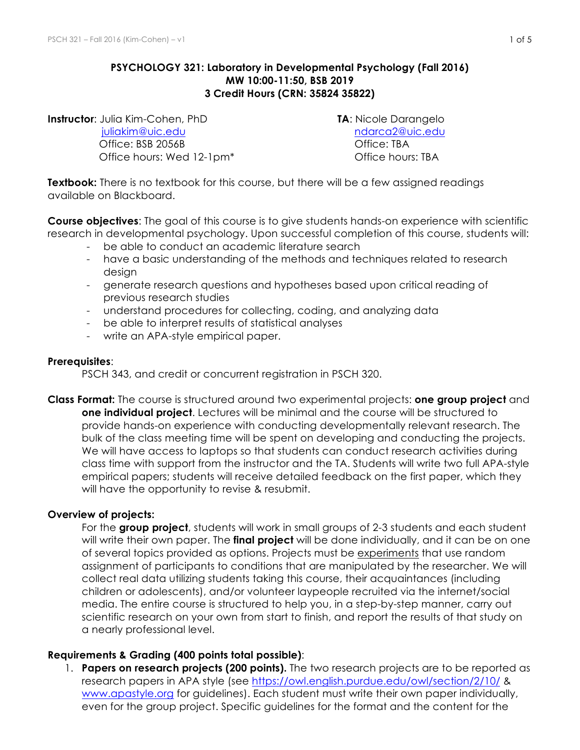# PSYCHOLOGY 321: Laboratory in Developmental Psychology (Fall 2016)
**MW 10:00-11:50, BSB 2019**
**3 Credit Hours (CRN: 35824 35822)**

**Instructor**: Julia Kim-Cohen, PhD
juliakim@uic.edu
Office: BSB 2056B
Office hours: Wed 12-1pm*

**TA**: Nicole Darangelo
ndarca2@uic.edu
Office: TBA
Office hours: TBA

**Textbook:** There is no textbook for this course, but there will be a few assigned readings available on Blackboard.

**Course objectives**: The goal of this course is to give students hands-on experience with scientific research in developmental psychology. Upon successful completion of this course, students will:

- be able to conduct an academic literature search
- have a basic understanding of the methods and techniques related to research design
- generate research questions and hypotheses based upon critical reading of previous research studies
- understand procedures for collecting, coding, and analyzing data
- be able to interpret results of statistical analyses
- write an APA-style empirical paper.

**Prerequisites**:
PSCH 343, and credit or concurrent registration in PSCH 320.

**Class Format:** The course is structured around two experimental projects: **one group project** and **one individual project**. Lectures will be minimal and the course will be structured to provide hands-on experience with conducting developmentally relevant research. The bulk of the class meeting time will be spent on developing and conducting the projects. We will have access to laptops so that students can conduct research activities during class time with support from the instructor and the TA. Students will write two full APA-style empirical papers; students will receive detailed feedback on the first paper, which they will have the opportunity to revise & resubmit.

**Overview of projects:**
For the **group project**, students will work in small groups of 2-3 students and each student will write their own paper. The **final project** will be done individually, and it can be on one of several topics provided as options. Projects must be experiments that use random assignment of participants to conditions that are manipulated by the researcher. We will collect real data utilizing students taking this course, their acquaintances (including children or adolescents), and/or volunteer laypeople recruited via the internet/social media. The entire course is structured to help you, in a step-by-step manner, carry out scientific research on your own from start to finish, and report the results of that study on a nearly professional level.

**Requirements & Grading (400 points total possible)**:

1. **Papers on research projects (200 points).** The two research projects are to be reported as research papers in APA style (see https://owl.english.purdue.edu/owl/section/2/10/ & www.apastyle.org for guidelines). Each student must write their own paper individually, even for the group project. Specific guidelines for the format and the content for the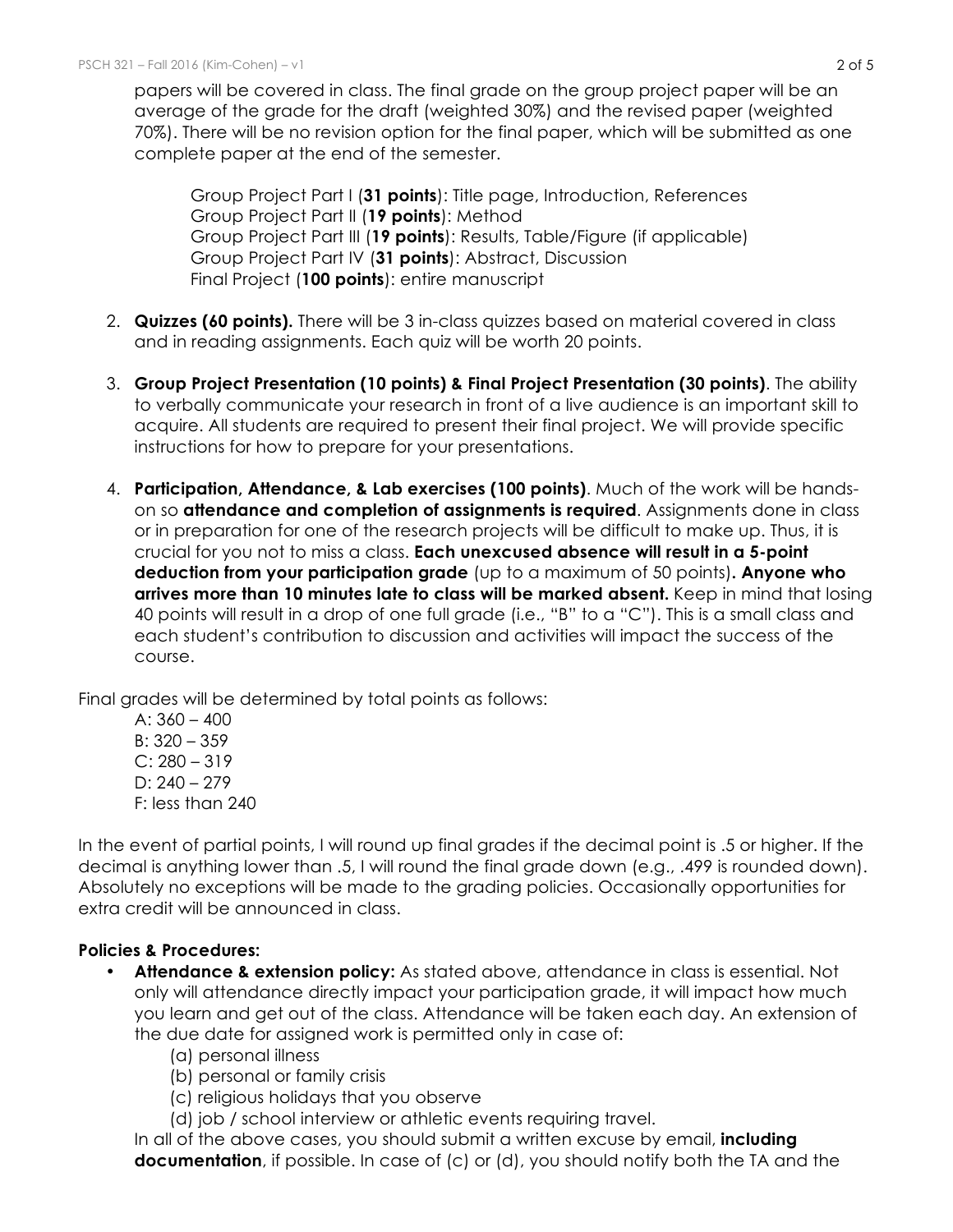papers will be covered in class. The final grade on the group project paper will be an average of the grade for the draft (weighted 30%) and the revised paper (weighted 70%). There will be no revision option for the final paper, which will be submitted as one complete paper at the end of the semester.

> Group Project Part I (**31 points**): Title page, Introduction, References
> Group Project Part II (**19 points**): Method
> Group Project Part III (**19 points**): Results, Table/Figure (if applicable)
> Group Project Part IV (**31 points**): Abstract, Discussion
> Final Project (**100 points**): entire manuscript

2. **Quizzes (60 points).** There will be 3 in-class quizzes based on material covered in class and in reading assignments. Each quiz will be worth 20 points.

3. **Group Project Presentation (10 points) & Final Project Presentation (30 points)**. The ability to verbally communicate your research in front of a live audience is an important skill to acquire. All students are required to present their final project. We will provide specific instructions for how to prepare for your presentations.

4. **Participation, Attendance, & Lab exercises (100 points)**. Much of the work will be hands-on so **attendance and completion of assignments is required**. Assignments done in class or in preparation for one of the research projects will be difficult to make up. Thus, it is crucial for you not to miss a class. **Each unexcused absence will result in a 5-point deduction from your participation grade** (up to a maximum of 50 points)**. Anyone who arrives more than 10 minutes late to class will be marked absent.** Keep in mind that losing 40 points will result in a drop of one full grade (i.e., "B" to a "C"). This is a small class and each student's contribution to discussion and activities will impact the success of the course.

Final grades will be determined by total points as follows:

- A: 360 – 400
- B: 320 – 359
- C: 280 – 319
- D: 240 – 279
- F: less than 240

In the event of partial points, I will round up final grades if the decimal point is .5 or higher. If the decimal is anything lower than .5, I will round the final grade down (e.g., .499 is rounded down). Absolutely no exceptions will be made to the grading policies. Occasionally opportunities for extra credit will be announced in class.

**Policies & Procedures:**

- **Attendance & extension policy:** As stated above, attendance in class is essential. Not only will attendance directly impact your participation grade, it will impact how much you learn and get out of the class. Attendance will be taken each day. An extension of the due date for assigned work is permitted only in case of:
  - (a) personal illness
  - (b) personal or family crisis
  - (c) religious holidays that you observe
  - (d) job / school interview or athletic events requiring travel.

  In all of the above cases, you should submit a written excuse by email, **including documentation**, if possible. In case of (c) or (d), you should notify both the TA and the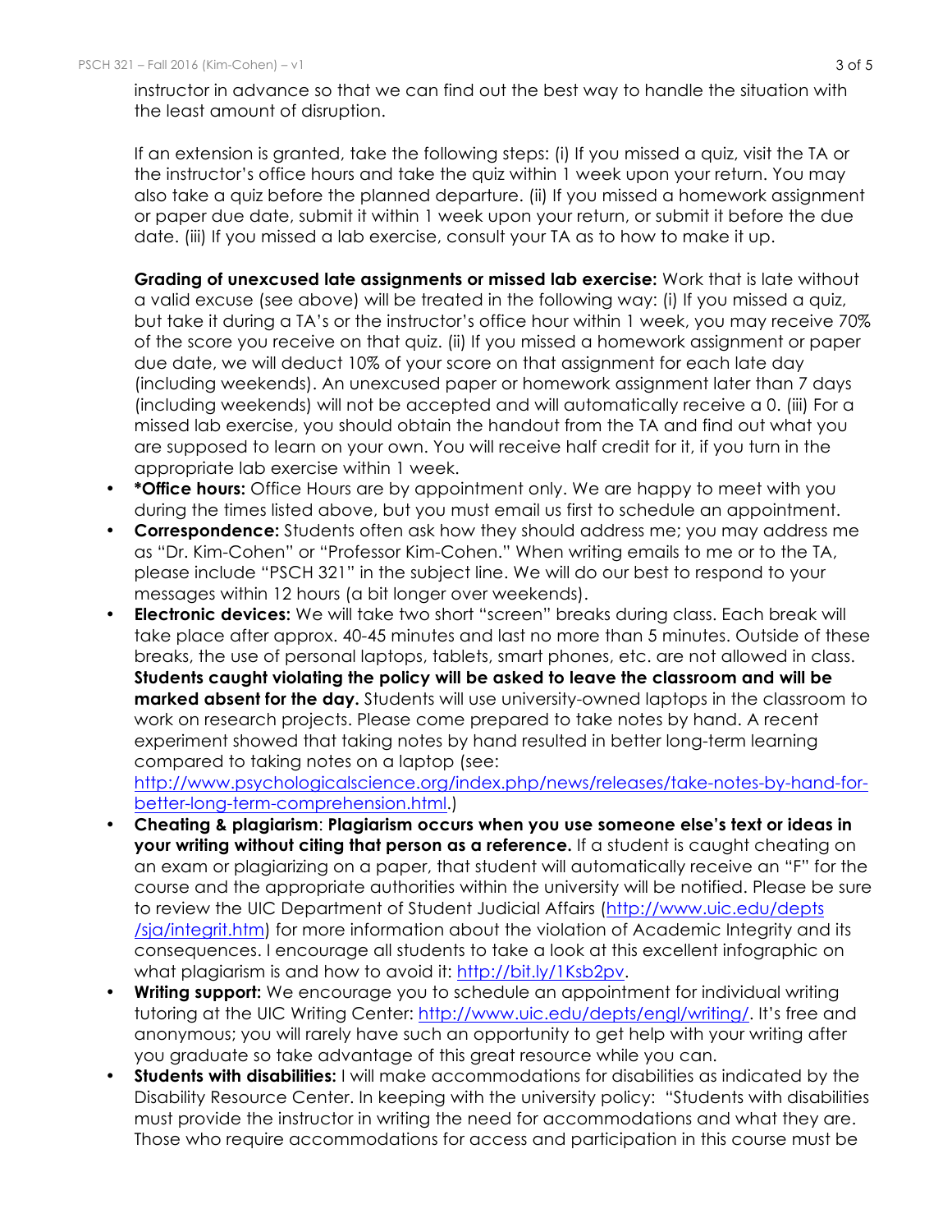instructor in advance so that we can find out the best way to handle the situation with the least amount of disruption.

If an extension is granted, take the following steps: (i) If you missed a quiz, visit the TA or the instructor's office hours and take the quiz within 1 week upon your return. You may also take a quiz before the planned departure. (ii) If you missed a homework assignment or paper due date, submit it within 1 week upon your return, or submit it before the due date. (iii) If you missed a lab exercise, consult your TA as to how to make it up.

**Grading of unexcused late assignments or missed lab exercise:** Work that is late without a valid excuse (see above) will be treated in the following way: (i) If you missed a quiz, but take it during a TA's or the instructor's office hour within 1 week, you may receive 70% of the score you receive on that quiz. (ii) If you missed a homework assignment or paper due date, we will deduct 10% of your score on that assignment for each late day (including weekends). An unexcused paper or homework assignment later than 7 days (including weekends) will not be accepted and will automatically receive a 0. (iii) For a missed lab exercise, you should obtain the handout from the TA and find out what you are supposed to learn on your own. You will receive half credit for it, if you turn in the appropriate lab exercise within 1 week.

- **\*Office hours:** Office Hours are by appointment only. We are happy to meet with you during the times listed above, but you must email us first to schedule an appointment.
- **Correspondence:** Students often ask how they should address me; you may address me as "Dr. Kim-Cohen" or "Professor Kim-Cohen." When writing emails to me or to the TA, please include "PSCH 321" in the subject line. We will do our best to respond to your messages within 12 hours (a bit longer over weekends).
- **Electronic devices:** We will take two short "screen" breaks during class. Each break will take place after approx. 40-45 minutes and last no more than 5 minutes. Outside of these breaks, the use of personal laptops, tablets, smart phones, etc. are not allowed in class. **Students caught violating the policy will be asked to leave the classroom and will be marked absent for the day.** Students will use university-owned laptops in the classroom to work on research projects. Please come prepared to take notes by hand. A recent experiment showed that taking notes by hand resulted in better long-term learning compared to taking notes on a laptop (see: http://www.psychologicalscience.org/index.php/news/releases/take-notes-by-hand-for-better-long-term-comprehension.html.)
- **Cheating & plagiarism**: **Plagiarism occurs when you use someone else's text or ideas in your writing without citing that person as a reference.** If a student is caught cheating on an exam or plagiarizing on a paper, that student will automatically receive an "F" for the course and the appropriate authorities within the university will be notified. Please be sure to review the UIC Department of Student Judicial Affairs (http://www.uic.edu/depts/sja/integrit.htm) for more information about the violation of Academic Integrity and its consequences. I encourage all students to take a look at this excellent infographic on what plagiarism is and how to avoid it: http://bit.ly/1Ksb2pv.
- **Writing support:** We encourage you to schedule an appointment for individual writing tutoring at the UIC Writing Center: http://www.uic.edu/depts/engl/writing/. It's free and anonymous; you will rarely have such an opportunity to get help with your writing after you graduate so take advantage of this great resource while you can.
- **Students with disabilities:** I will make accommodations for disabilities as indicated by the Disability Resource Center. In keeping with the university policy: "Students with disabilities must provide the instructor in writing the need for accommodations and what they are. Those who require accommodations for access and participation in this course must be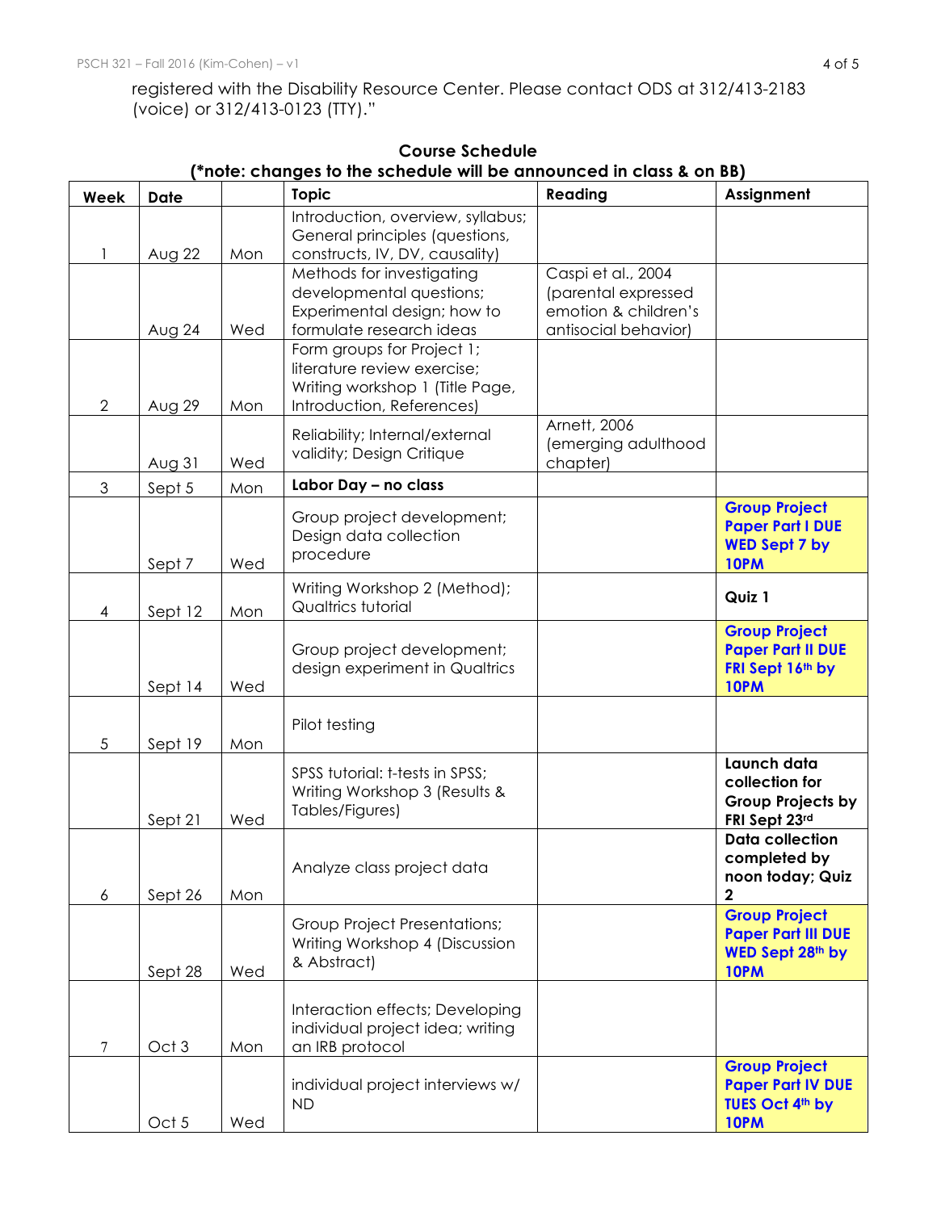registered with the Disability Resource Center. Please contact ODS at 312/413-2183 (voice) or 312/413-0123 (TTY)."

**Course Schedule**
**(*note: changes to the schedule will be announced in class & on BB)**

| Week | Date | | Topic | Reading | Assignment |
|---|---|---|---|---|---|
| 1 | Aug 22 | Mon | Introduction, overview, syllabus; General principles (questions, constructs, IV, DV, causality) | | |
| | Aug 24 | Wed | Methods for investigating developmental questions; Experimental design; how to formulate research ideas | Caspi et al., 2004 (parental expressed emotion & children's antisocial behavior) | |
| 2 | Aug 29 | Mon | Form groups for Project 1; literature review exercise; Writing workshop 1 (Title Page, Introduction, References) | | |
| | Aug 31 | Wed | Reliability; Internal/external validity; Design Critique | Arnett, 2006 (emerging adulthood chapter) | |
| 3 | Sept 5 | Mon | **Labor Day – no class** | | |
| | Sept 7 | Wed | Group project development; Design data collection procedure | | **Group Project Paper Part I DUE WED Sept 7 by 10PM** |
| 4 | Sept 12 | Mon | Writing Workshop 2 (Method); Qualtrics tutorial | | **Quiz 1** |
| | Sept 14 | Wed | Group project development; design experiment in Qualtrics | | **Group Project Paper Part II DUE FRI Sept 16th by 10PM** |
| 5 | Sept 19 | Mon | Pilot testing | | |
| | Sept 21 | Wed | SPSS tutorial: t-tests in SPSS; Writing Workshop 3 (Results & Tables/Figures) | | **Launch data collection for Group Projects by FRI Sept 23rd** |
| 6 | Sept 26 | Mon | Analyze class project data | | **Data collection completed by noon today; Quiz 2** |
| | Sept 28 | Wed | Group Project Presentations; Writing Workshop 4 (Discussion & Abstract) | | **Group Project Paper Part III DUE WED Sept 28th by 10PM** |
| 7 | Oct 3 | Mon | Interaction effects; Developing individual project idea; writing an IRB protocol | | |
| | Oct 5 | Wed | individual project interviews w/ ND | | **Group Project Paper Part IV DUE TUES Oct 4th by 10PM** |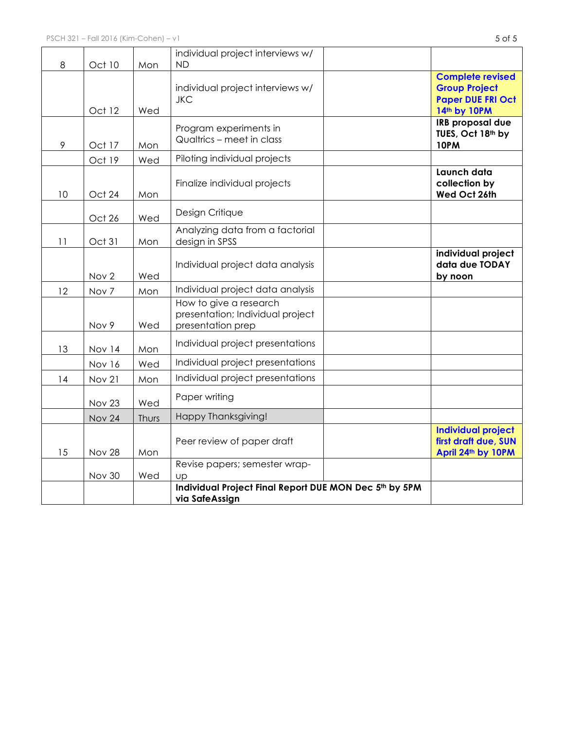| | | | | | |
|---|---|---|---|---|---|
| 8 | Oct 10 | Mon | individual project interviews w/ ND | | |
| | Oct 12 | Wed | individual project interviews w/ JKC | | **Complete revised Group Project Paper DUE FRI Oct 14th by 10PM** |
| 9 | Oct 17 | Mon | Program experiments in Qualtrics – meet in class | | **IRB proposal due TUES, Oct 18th by 10PM** |
| | Oct 19 | Wed | Piloting individual projects | | |
| 10 | Oct 24 | Mon | Finalize individual projects | | **Launch data collection by Wed Oct 26th** |
| | Oct 26 | Wed | Design Critique | | |
| 11 | Oct 31 | Mon | Analyzing data from a factorial design in SPSS | | |
| | Nov 2 | Wed | Individual project data analysis | | **individual project data due TODAY by noon** |
| 12 | Nov 7 | Mon | Individual project data analysis | | |
| | Nov 9 | Wed | How to give a research presentation; Individual project presentation prep | | |
| 13 | Nov 14 | Mon | Individual project presentations | | |
| | Nov 16 | Wed | Individual project presentations | | |
| 14 | Nov 21 | Mon | Individual project presentations | | |
| | Nov 23 | Wed | Paper writing | | |
| | Nov 24 | Thurs | Happy Thanksgiving! | | |
| 15 | Nov 28 | Mon | Peer review of paper draft | | **Individual project first draft due, SUN April 24th by 10PM** |
| | Nov 30 | Wed | Revise papers; semester wrap-up | | |
| | | | **Individual Project Final Report DUE MON Dec 5th by 5PM via SafeAssign** | | |